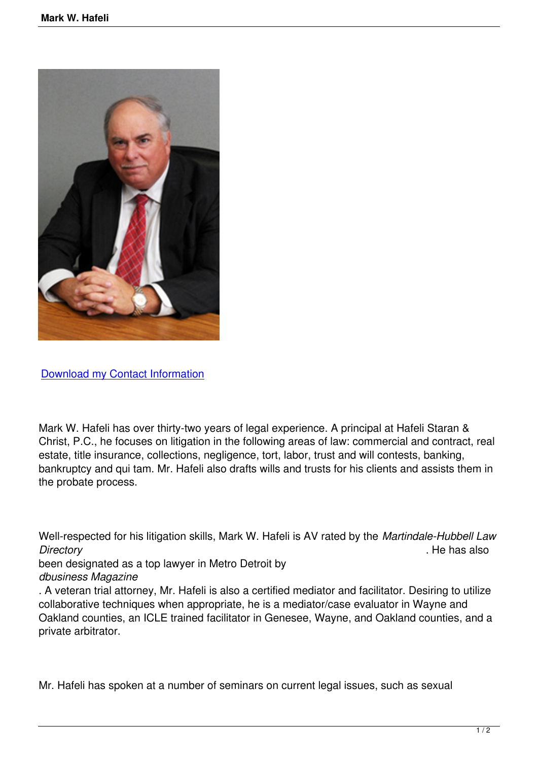[Download my Contact Information]

Mark W. Hafeli has over thirty-two years of legal experience. A principal at Hafeli Staran & Christ, P.C., he focuses on litigation in the following areas of law: commercial and contract, real estate, title insurance, collections, negligence, tort, labor, trust and will contests, banking, bankruptcy and qui tam. Mr. Hafeli also drafts wills and trusts for his clients and assists them in the probate process.

Well-respected for his litigation skills, Mark W. Hafeli is AV rated by the *Martindale-Hubbell Law Directory*. He has also been designated as a top lawyer in Metro Detroit by *dbusiness Magazine*. A veteran trial attorney, Mr. Hafeli is also a certified mediator and facilitator. Desiring to utilize collaborative techniques when appropriate, he is a mediator/case evaluator in Wayne and Oakland counties, an ICLE trained facilitator in Genesee, Wayne, and Oakland counties, and a private arbitrator.

Mr. Hafeli has spoken at a number of seminars on current legal issues, such as sexual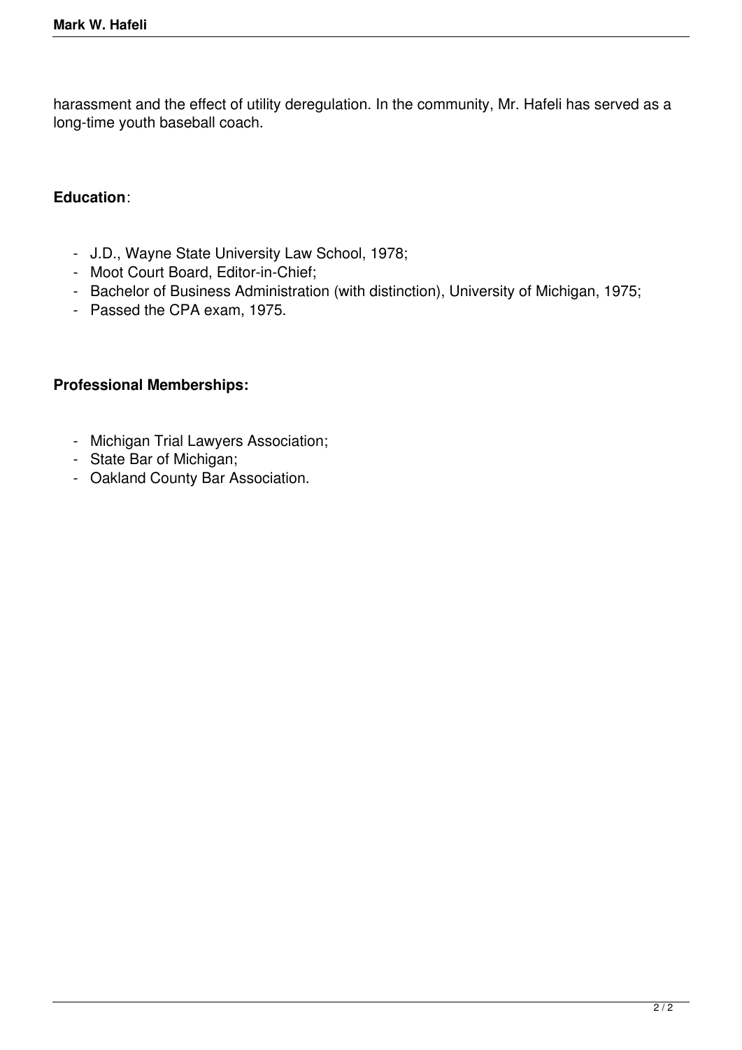harassment and the effect of utility deregulation. In the community, Mr. Hafeli has served as a long-time youth baseball coach.

**Education**:

- J.D., Wayne State University Law School, 1978;
- Moot Court Board, Editor-in-Chief;
- Bachelor of Business Administration (with distinction), University of Michigan, 1975;
- Passed the CPA exam, 1975.

**Professional Memberships:**

- Michigan Trial Lawyers Association;
- State Bar of Michigan;
- Oakland County Bar Association.